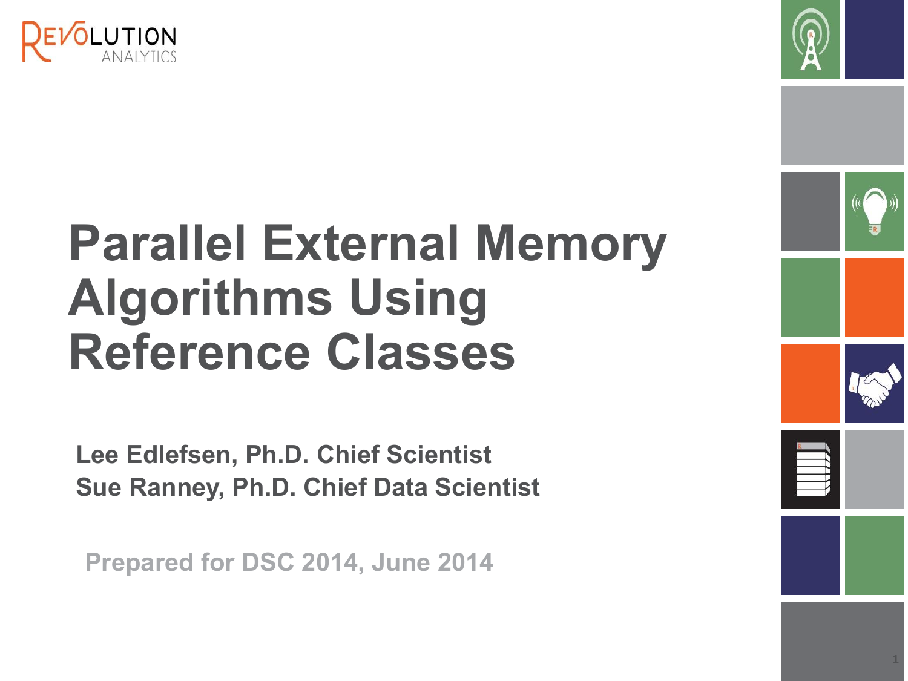# Parallel External Memory Algorithms Using Reference Classes

**Lee Edlefsen, Ph.D. Chief Scientist**
**Sue Ranney, Ph.D. Chief Data Scientist**

**Prepared for DSC 2014, June 2014**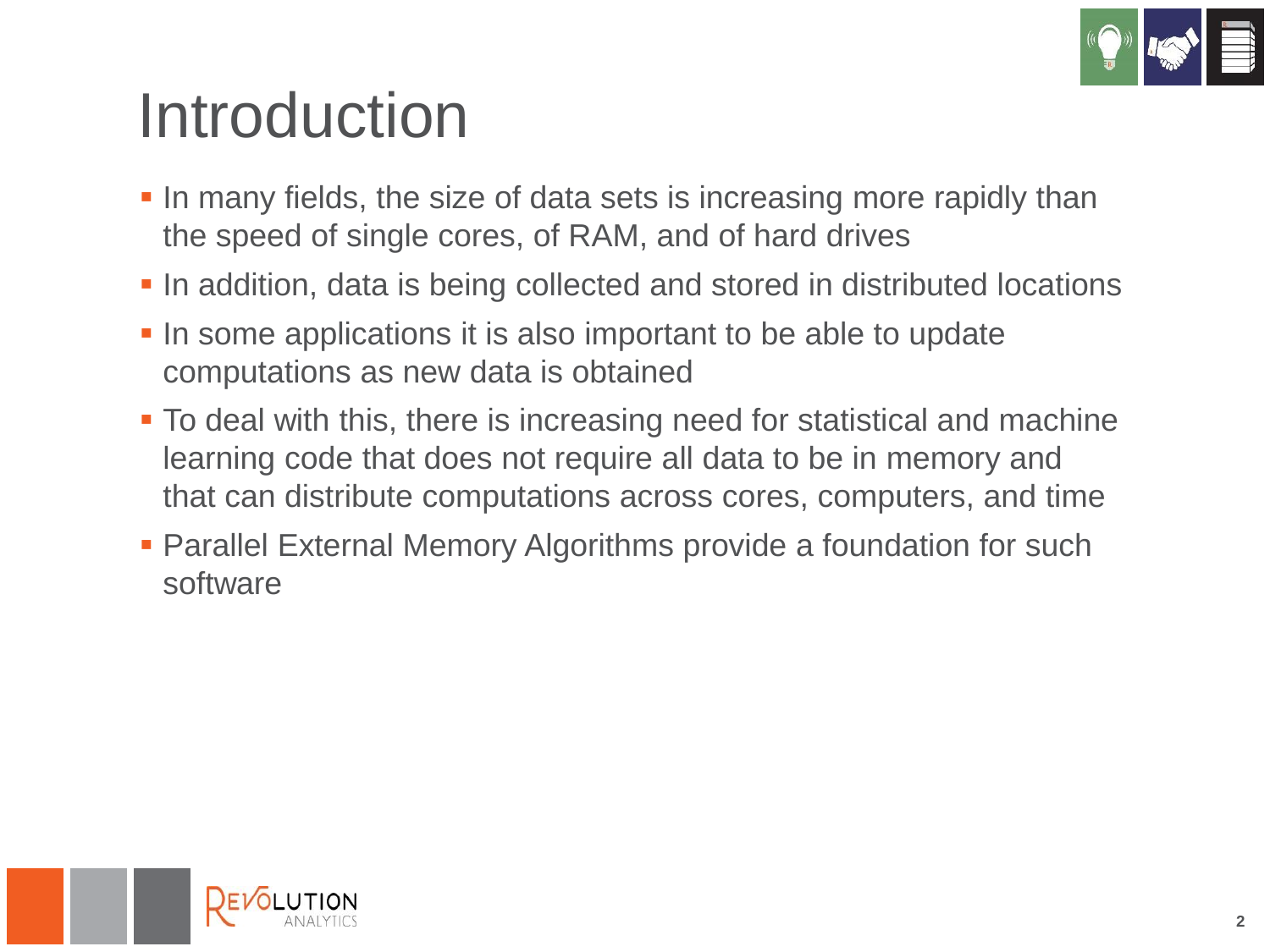# Introduction

- In many fields, the size of data sets is increasing more rapidly than the speed of single cores, of RAM, and of hard drives
- In addition, data is being collected and stored in distributed locations
- In some applications it is also important to be able to update computations as new data is obtained
- To deal with this, there is increasing need for statistical and machine learning code that does not require all data to be in memory and that can distribute computations across cores, computers, and time
- Parallel External Memory Algorithms provide a foundation for such software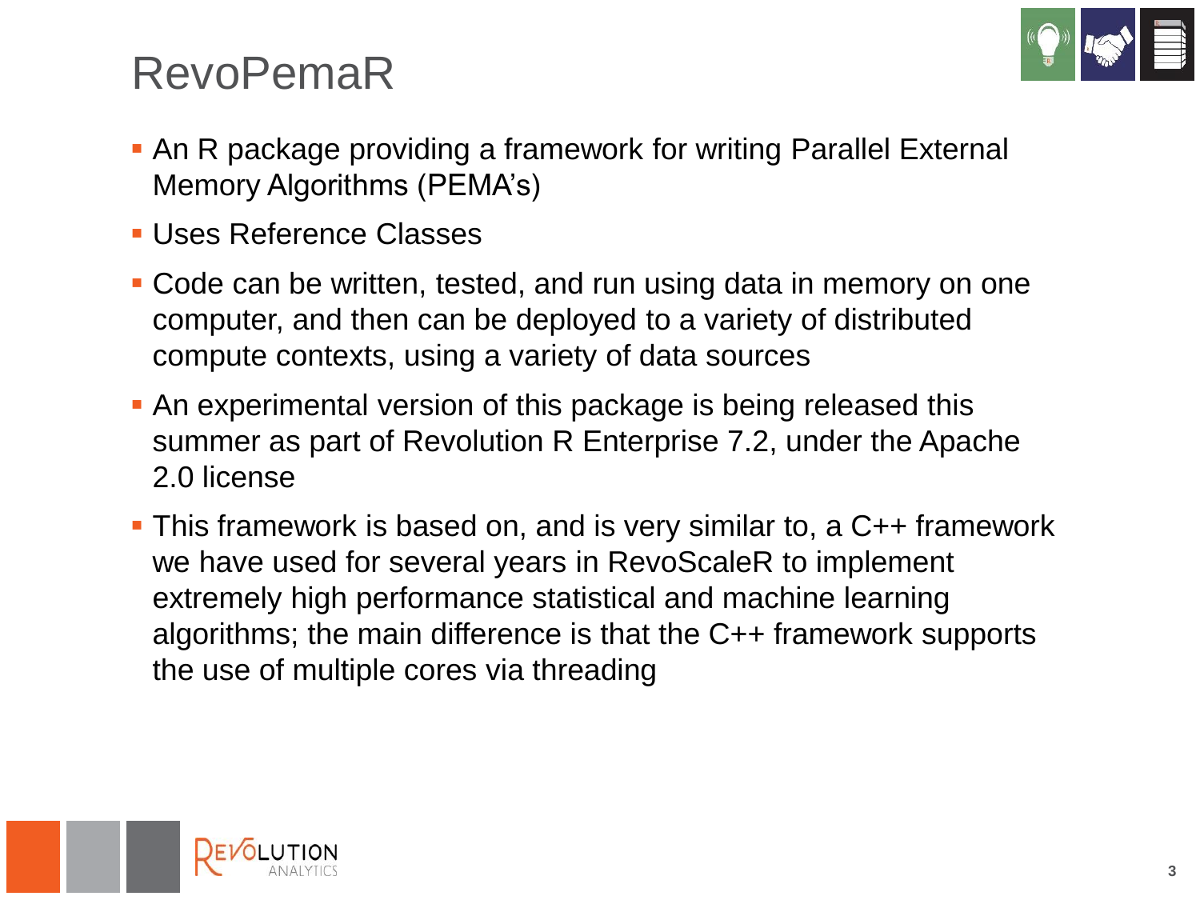# RevoPemaR

- An R package providing a framework for writing Parallel External Memory Algorithms (PEMA's)
- Uses Reference Classes
- Code can be written, tested, and run using data in memory on one computer, and then can be deployed to a variety of distributed compute contexts, using a variety of data sources
- An experimental version of this package is being released this summer as part of Revolution R Enterprise 7.2, under the Apache 2.0 license
- This framework is based on, and is very similar to, a C++ framework we have used for several years in RevoScaleR to implement extremely high performance statistical and machine learning algorithms; the main difference is that the C++ framework supports the use of multiple cores via threading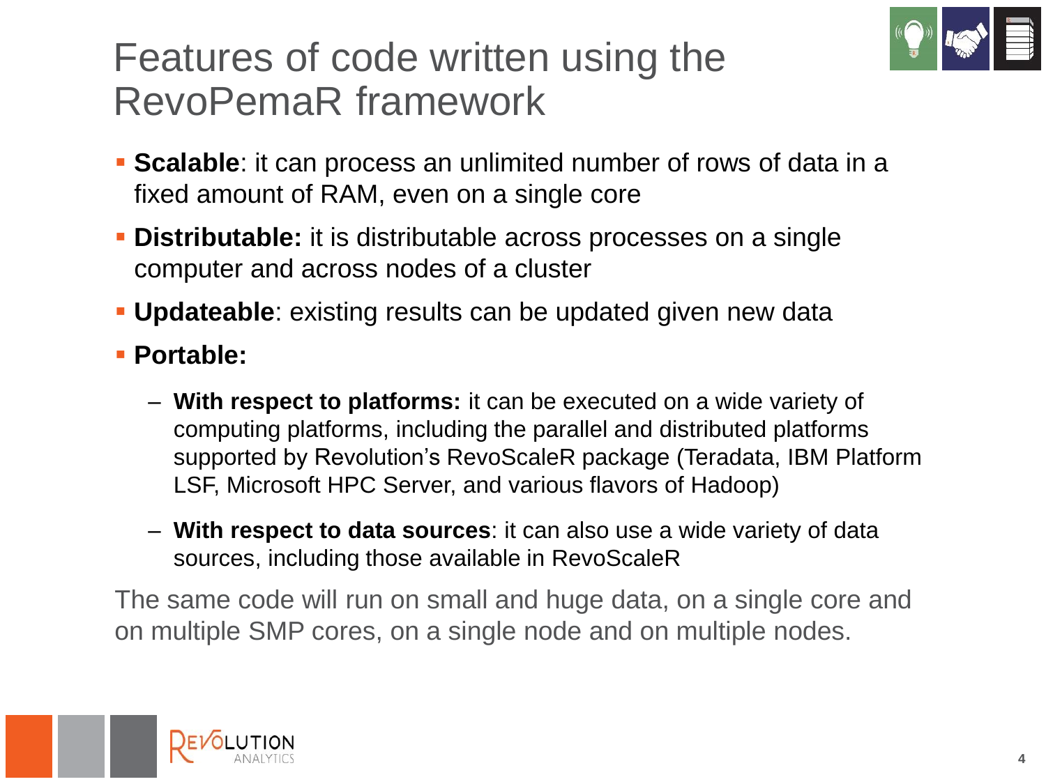# Features of code written using the RevoPemaR framework

- **Scalable**: it can process an unlimited number of rows of data in a fixed amount of RAM, even on a single core
- **Distributable:** it is distributable across processes on a single computer and across nodes of a cluster
- **Updateable**: existing results can be updated given new data
- **Portable:**
  - **With respect to platforms:** it can be executed on a wide variety of computing platforms, including the parallel and distributed platforms supported by Revolution's RevoScaleR package (Teradata, IBM Platform LSF, Microsoft HPC Server, and various flavors of Hadoop)
  - **With respect to data sources**: it can also use a wide variety of data sources, including those available in RevoScaleR

The same code will run on small and huge data, on a single core and on multiple SMP cores, on a single node and on multiple nodes.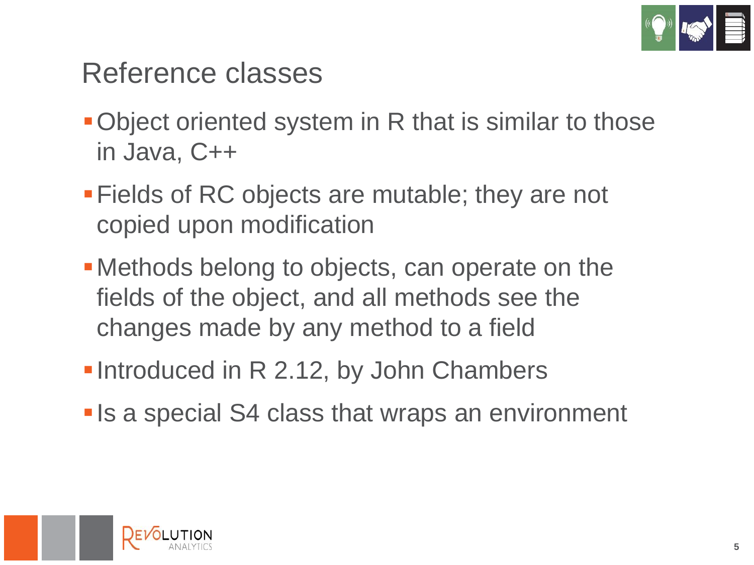# Reference classes

- Object oriented system in R that is similar to those in Java, C++
- Fields of RC objects are mutable; they are not copied upon modification
- Methods belong to objects, can operate on the fields of the object, and all methods see the changes made by any method to a field
- Introduced in R 2.12, by John Chambers
- Is a special S4 class that wraps an environment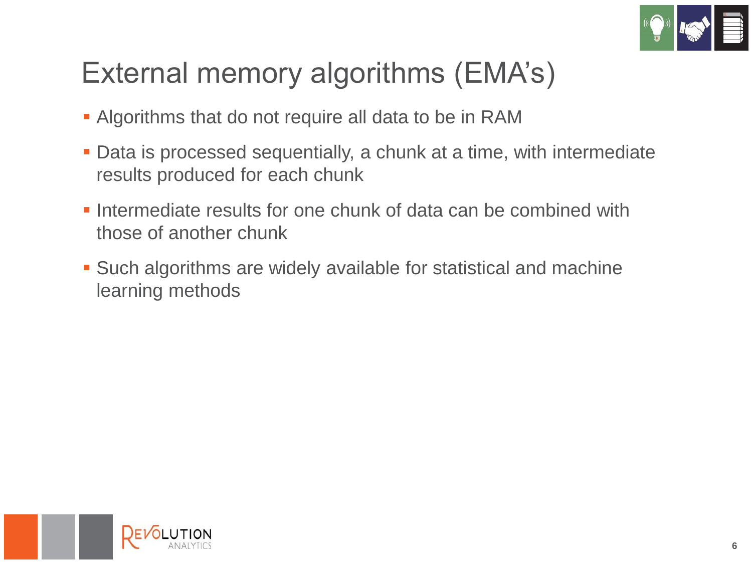# External memory algorithms (EMA's)

- Algorithms that do not require all data to be in RAM
- Data is processed sequentially, a chunk at a time, with intermediate results produced for each chunk
- Intermediate results for one chunk of data can be combined with those of another chunk
- Such algorithms are widely available for statistical and machine learning methods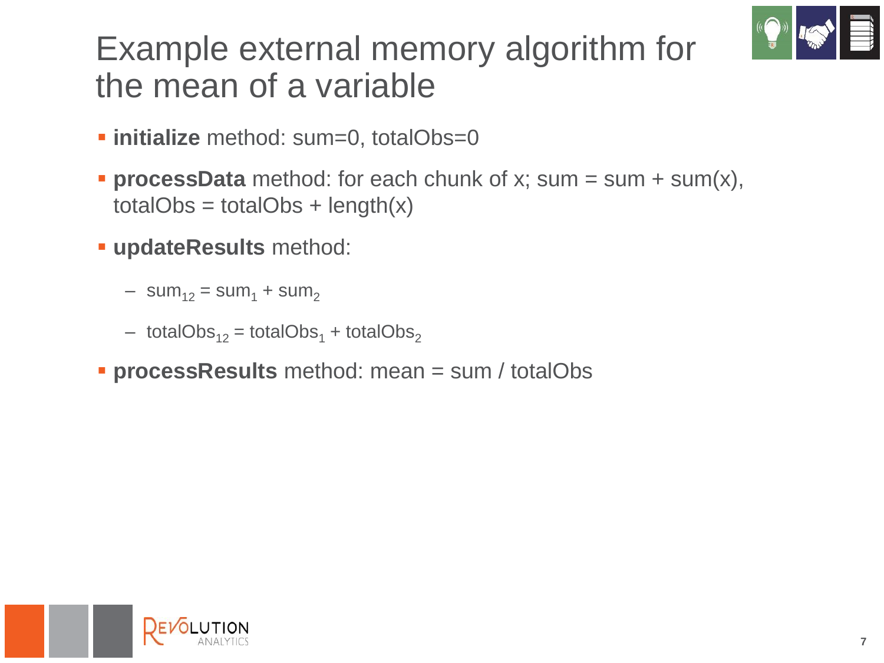# Example external memory algorithm for the mean of a variable

- **initialize** method: sum=0, totalObs=0
- **processData** method: for each chunk of x; sum = sum + sum(x), totalObs = totalObs + length(x)
- **updateResults** method:
  - $sum_{12} = sum_1 + sum_2$
  - $totalObs_{12} = totalObs_1 + totalObs_2$
- **processResults** method: mean = sum / totalObs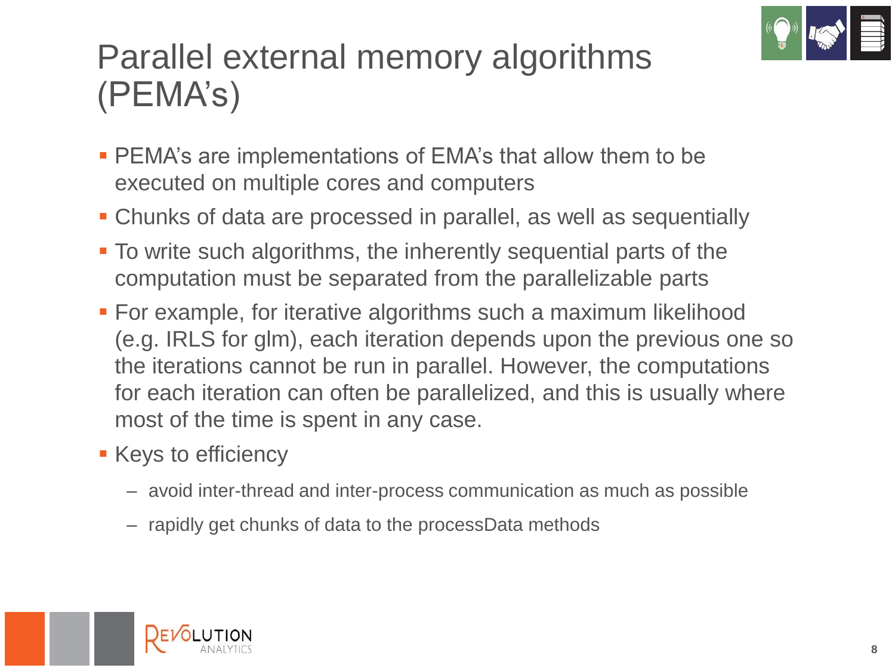# Parallel external memory algorithms (PEMA's)

- PEMA's are implementations of EMA's that allow them to be executed on multiple cores and computers
- Chunks of data are processed in parallel, as well as sequentially
- To write such algorithms, the inherently sequential parts of the computation must be separated from the parallelizable parts
- For example, for iterative algorithms such a maximum likelihood (e.g. IRLS for glm), each iteration depends upon the previous one so the iterations cannot be run in parallel. However, the computations for each iteration can often be parallelized, and this is usually where most of the time is spent in any case.
- Keys to efficiency
  - avoid inter-thread and inter-process communication as much as possible
  - rapidly get chunks of data to the processData methods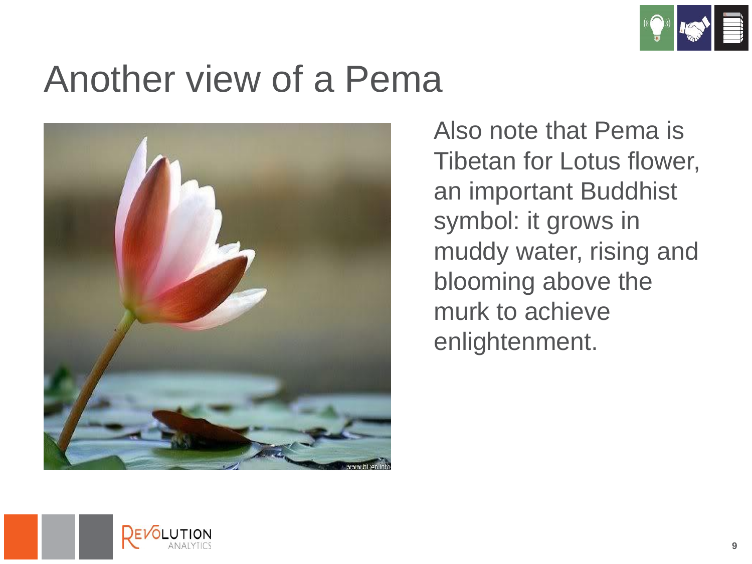# Another view of a Pema

Also note that Pema is Tibetan for Lotus flower, an important Buddhist symbol: it grows in muddy water, rising and blooming above the murk to achieve enlightenment.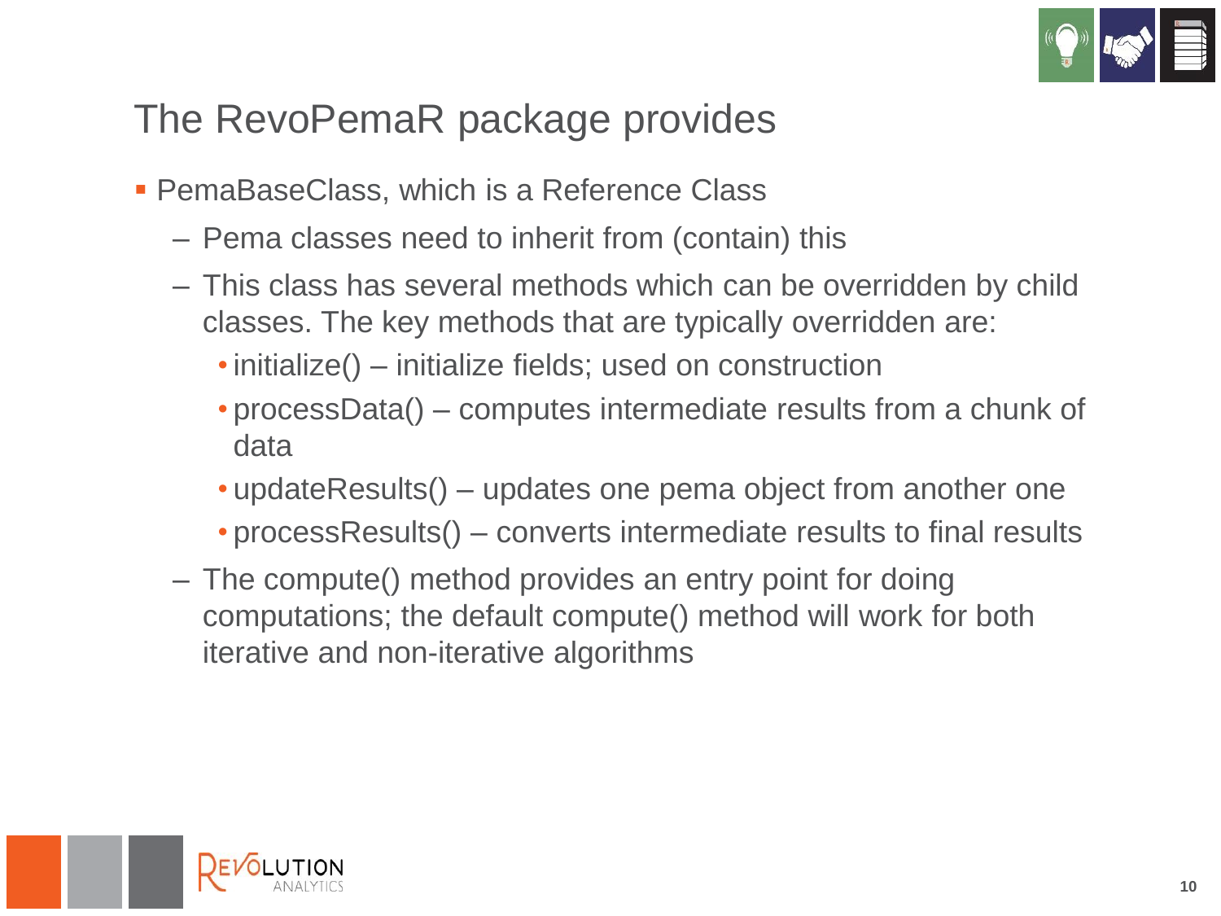# The RevoPemaR package provides

- PemaBaseClass, which is a Reference Class
  - Pema classes need to inherit from (contain) this
  - This class has several methods which can be overridden by child classes. The key methods that are typically overridden are:
    - initialize() – initialize fields; used on construction
    - processData() – computes intermediate results from a chunk of data
    - updateResults() – updates one pema object from another one
    - processResults() – converts intermediate results to final results
  - The compute() method provides an entry point for doing computations; the default compute() method will work for both iterative and non-iterative algorithms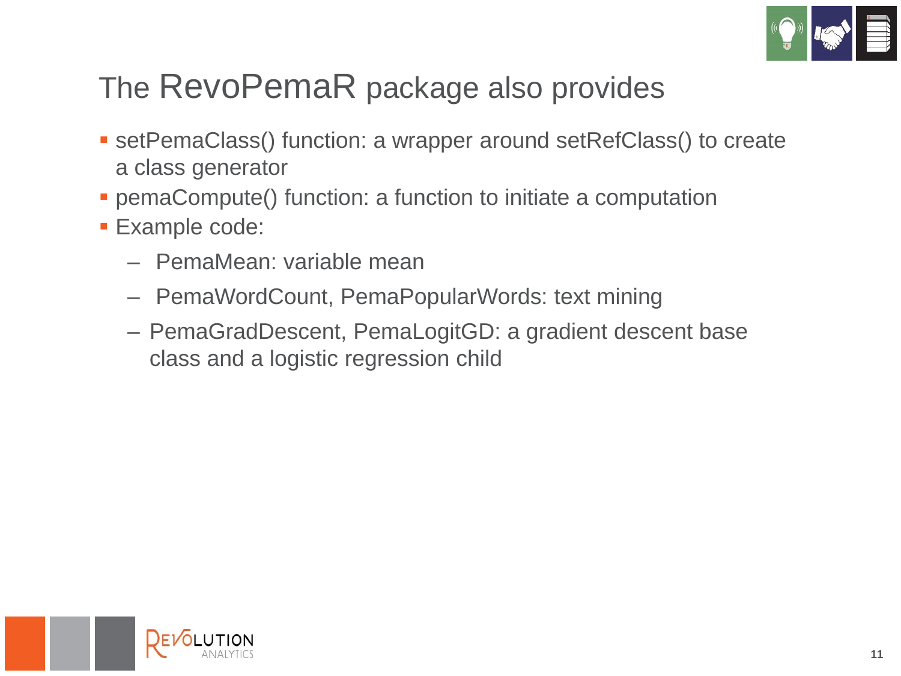# The RevoPemaR package also provides

- setPemaClass() function: a wrapper around setRefClass() to create a class generator
- pemaCompute() function: a function to initiate a computation
- Example code:
  - PemaMean: variable mean
  - PemaWordCount, PemaPopularWords: text mining
  - PemaGradDescent, PemaLogitGD: a gradient descent base class and a logistic regression child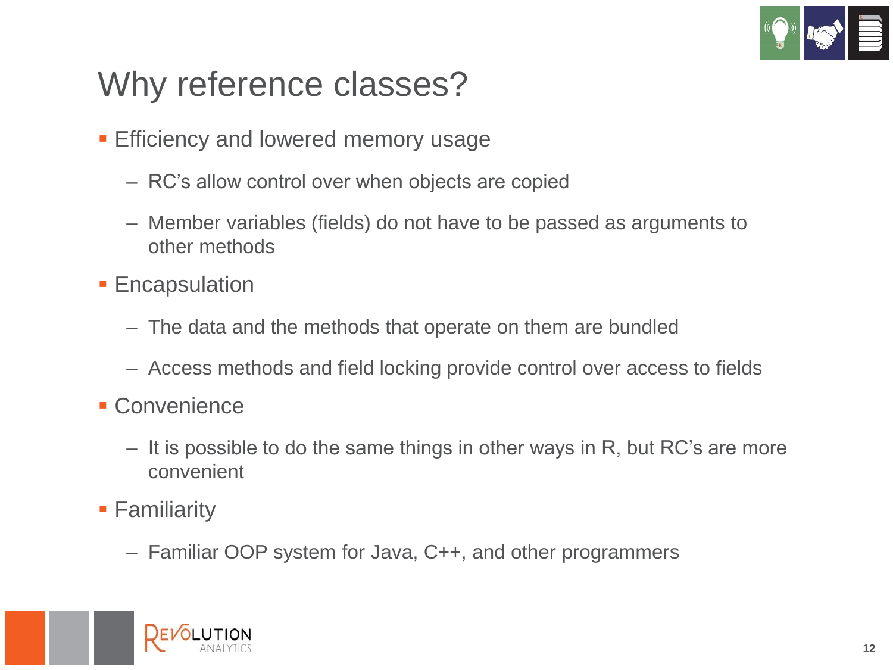# Why reference classes?

- Efficiency and lowered memory usage
  - RC's allow control over when objects are copied
  - Member variables (fields) do not have to be passed as arguments to other methods
- Encapsulation
  - The data and the methods that operate on them are bundled
  - Access methods and field locking provide control over access to fields
- Convenience
  - It is possible to do the same things in other ways in R, but RC's are more convenient
- Familiarity
  - Familiar OOP system for Java, C++, and other programmers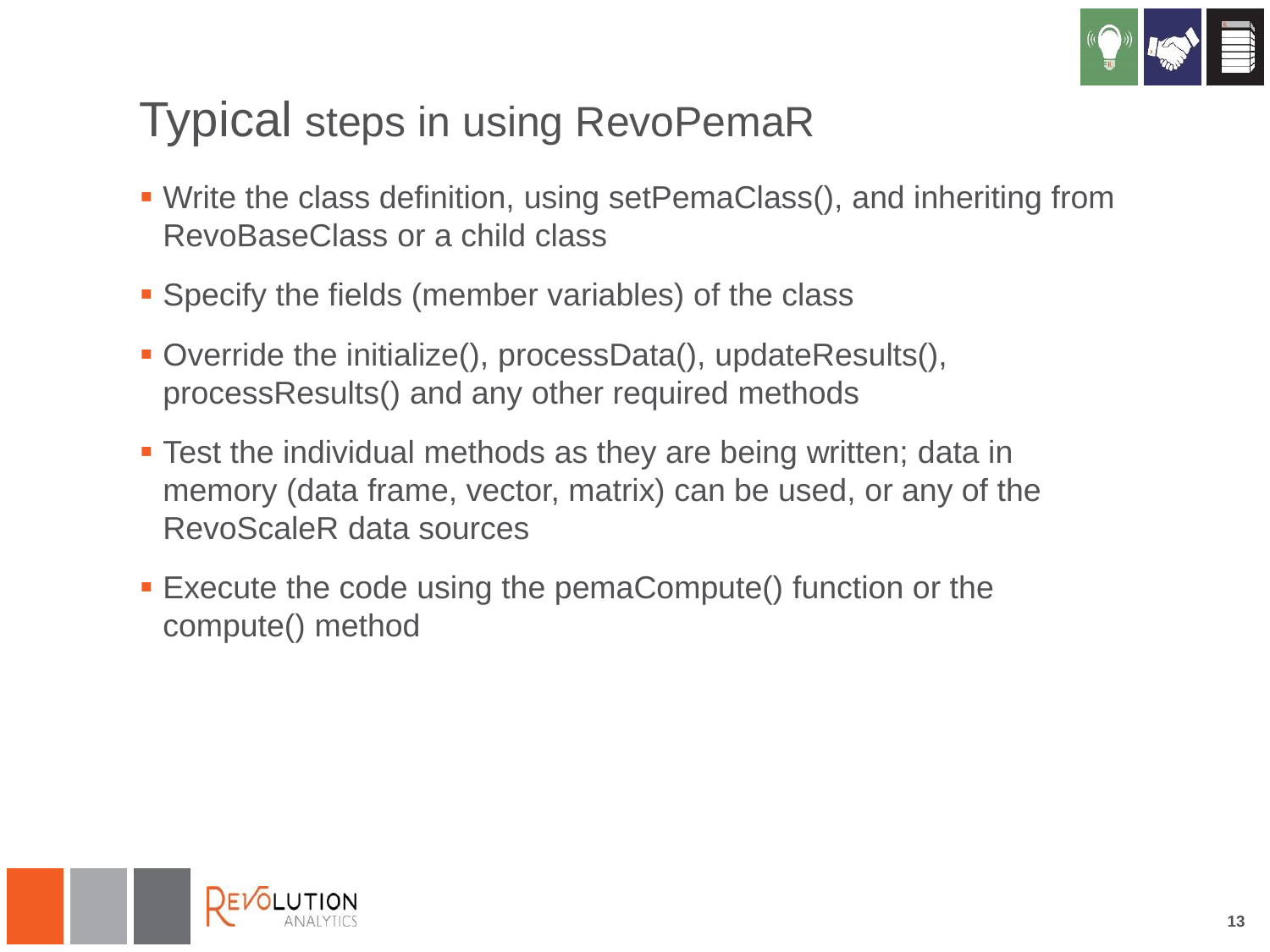# Typical steps in using RevoPemaR

- Write the class definition, using setPemaClass(), and inheriting from RevoBaseClass or a child class
- Specify the fields (member variables) of the class
- Override the initialize(), processData(), updateResults(), processResults() and any other required methods
- Test the individual methods as they are being written; data in memory (data frame, vector, matrix) can be used, or any of the RevoScaleR data sources
- Execute the code using the pemaCompute() function or the compute() method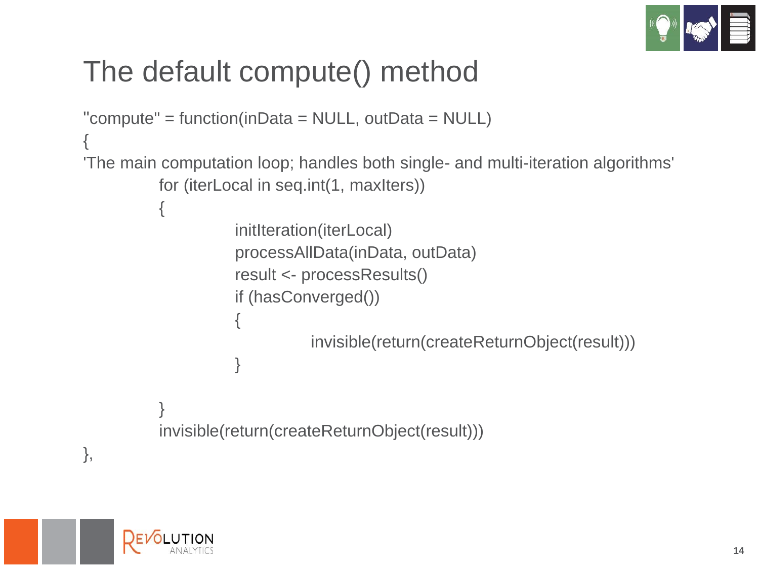# The default compute() method

```
"compute" = function(inData = NULL, outData = NULL)
{
'The main computation loop; handles both single- and multi-iteration algorithms'
    for (iterLocal in seq.int(1, maxIters))
    {
        initIteration(iterLocal)
        processAllData(inData, outData)
        result <- processResults()
        if (hasConverged())
        {
            invisible(return(createReturnObject(result)))
        }

    }
    invisible(return(createReturnObject(result)))
},
```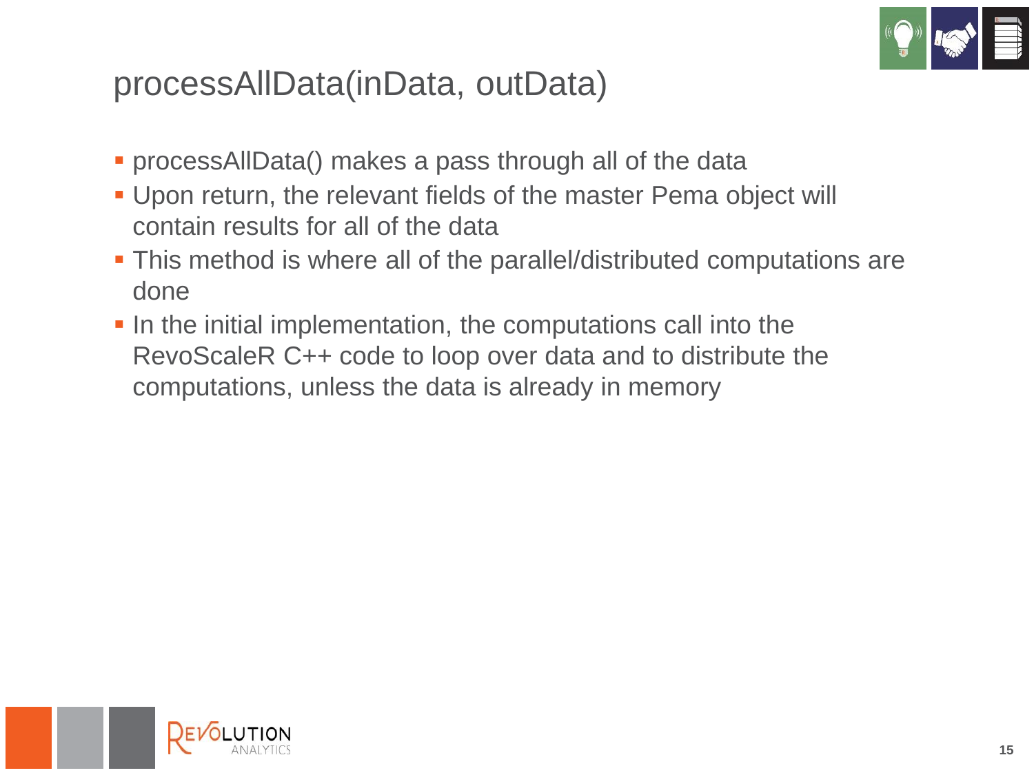# processAllData(inData, outData)

- processAllData() makes a pass through all of the data
- Upon return, the relevant fields of the master Pema object will contain results for all of the data
- This method is where all of the parallel/distributed computations are done
- In the initial implementation, the computations call into the RevoScaleR C++ code to loop over data and to distribute the computations, unless the data is already in memory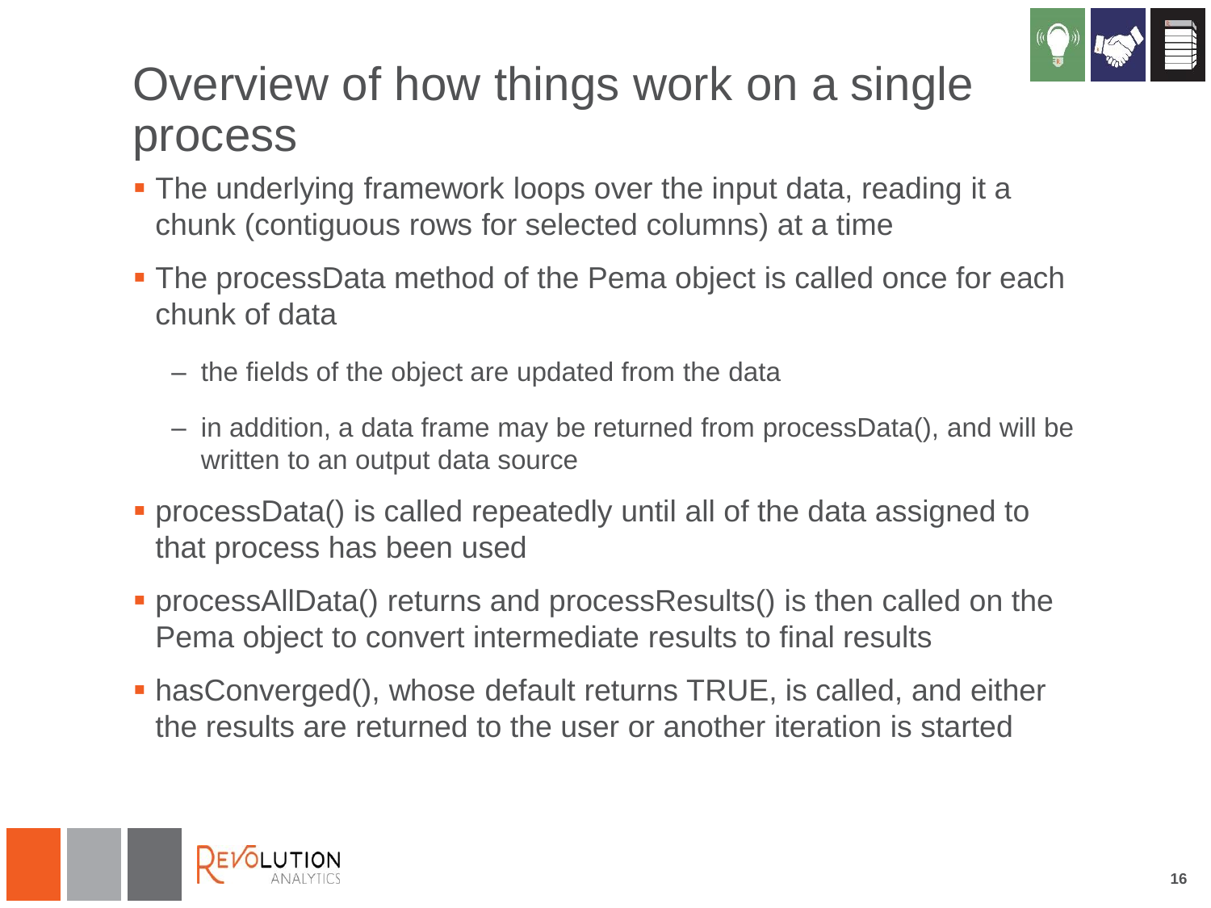# Overview of how things work on a single process

- The underlying framework loops over the input data, reading it a chunk (contiguous rows for selected columns) at a time
- The processData method of the Pema object is called once for each chunk of data
  - the fields of the object are updated from the data
  - in addition, a data frame may be returned from processData(), and will be written to an output data source
- processData() is called repeatedly until all of the data assigned to that process has been used
- processAllData() returns and processResults() is then called on the Pema object to convert intermediate results to final results
- hasConverged(), whose default returns TRUE, is called, and either the results are returned to the user or another iteration is started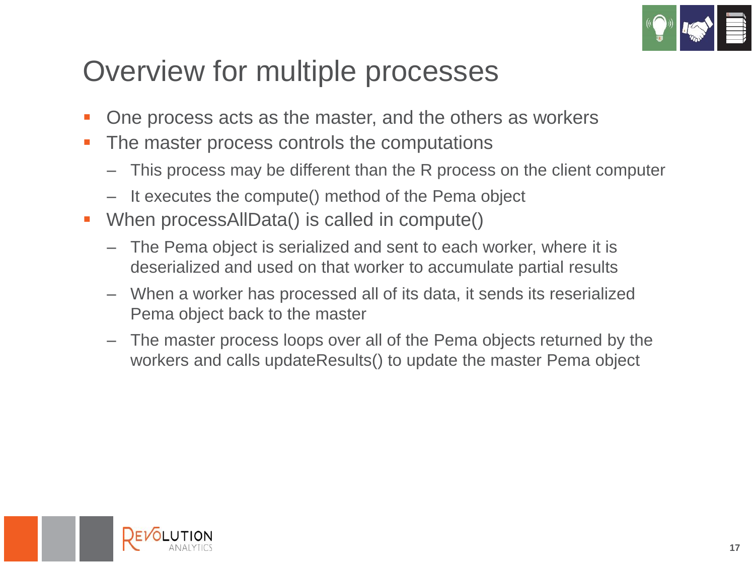# Overview for multiple processes

- One process acts as the master, and the others as workers
- The master process controls the computations
  - This process may be different than the R process on the client computer
  - It executes the compute() method of the Pema object
- When processAllData() is called in compute()
  - The Pema object is serialized and sent to each worker, where it is deserialized and used on that worker to accumulate partial results
  - When a worker has processed all of its data, it sends its reserialized Pema object back to the master
  - The master process loops over all of the Pema objects returned by the workers and calls updateResults() to update the master Pema object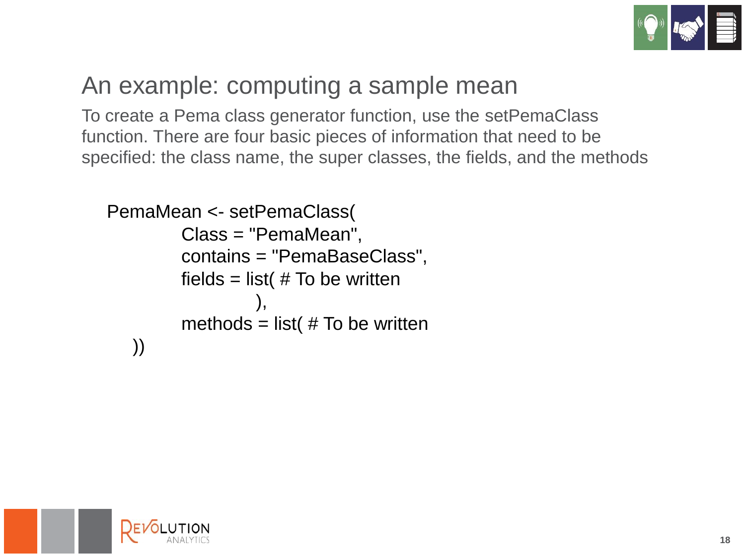# An example: computing a sample mean

To create a Pema class generator function, use the setPemaClass function. There are four basic pieces of information that need to be specified: the class name, the super classes, the fields, and the methods

```
PemaMean <- setPemaClass(
        Class = "PemaMean",
        contains = "PemaBaseClass",
        fields = list( # To be written
                ),
        methods = list( # To be written
  ))
```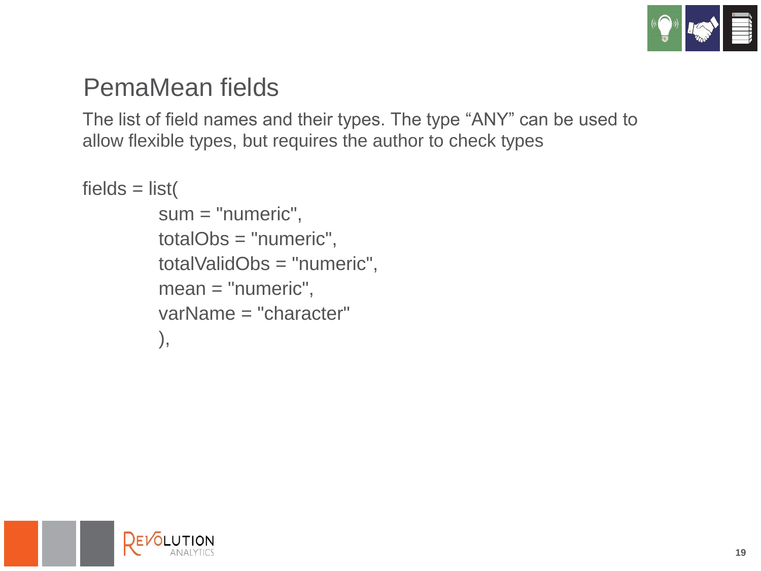## PemaMean fields

The list of field names and their types. The type “ANY” can be used to allow flexible types, but requires the author to check types

```
fields = list(
        sum = "numeric",
        totalObs = "numeric",
        totalValidObs = "numeric",
        mean = "numeric",
        varName = "character"
        ),
```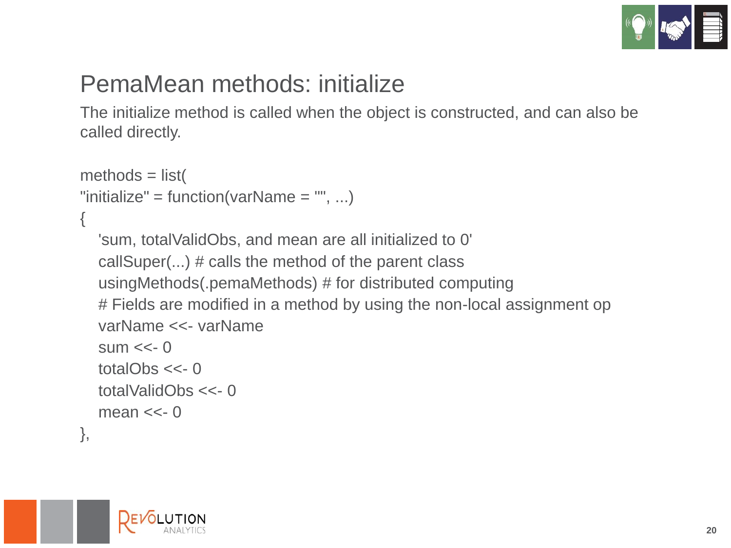# PemaMean methods: initialize

The initialize method is called when the object is constructed, and can also be called directly.

```
methods = list(
"initialize" = function(varName = "", ...)
{
   'sum, totalValidObs, and mean are all initialized to 0'
   callSuper(...) # calls the method of the parent class
   usingMethods(.pemaMethods) # for distributed computing
   # Fields are modified in a method by using the non-local assignment op
   varName <<- varName
   sum <<- 0
   totalObs <<- 0
   totalValidObs <<- 0
   mean <<- 0
},
```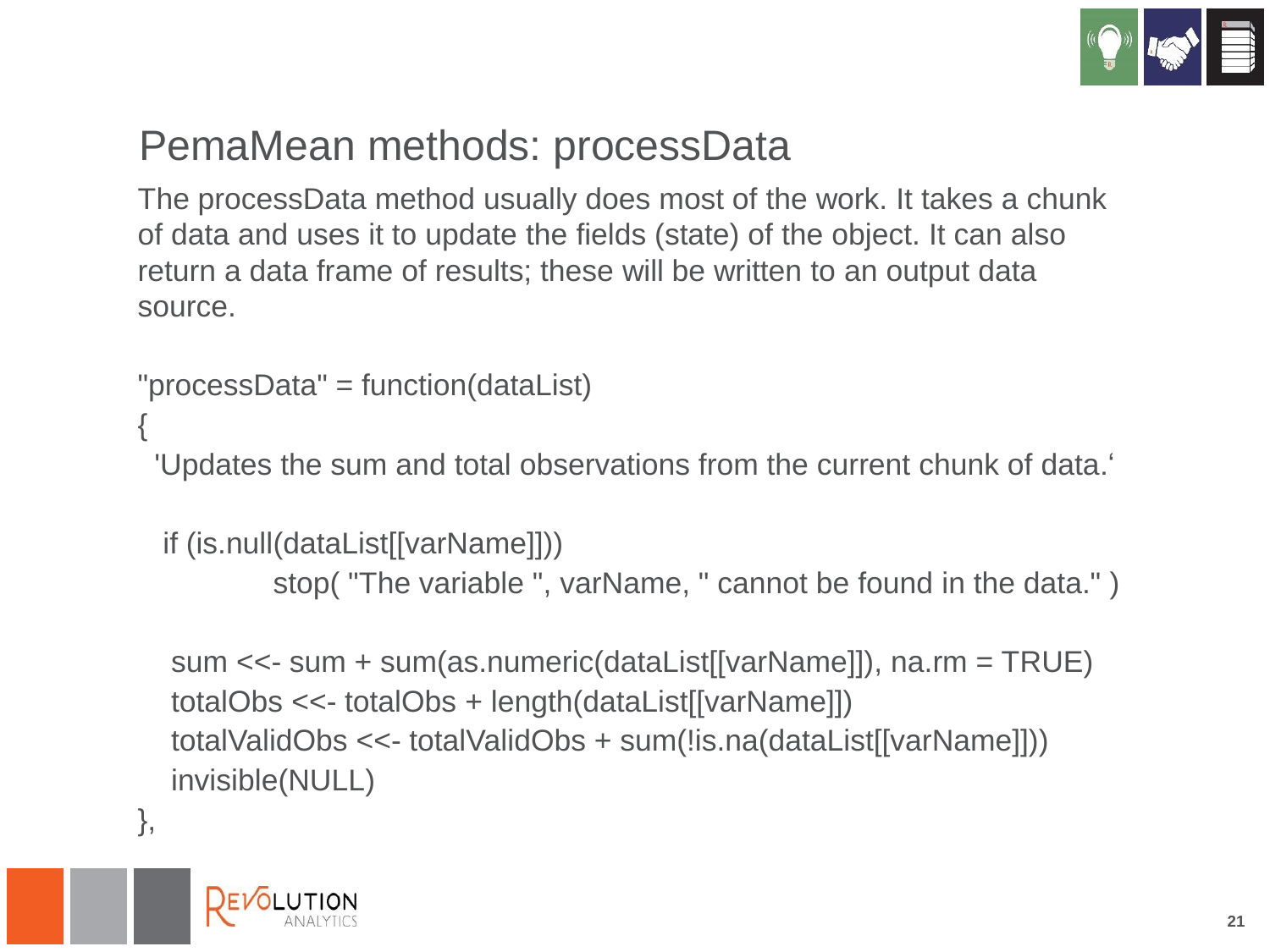## PemaMean methods: processData

The processData method usually does most of the work. It takes a chunk of data and uses it to update the fields (state) of the object. It can also return a data frame of results; these will be written to an output data source.

```
"processData" = function(dataList)
{
  'Updates the sum and total observations from the current chunk of data.'

   if (is.null(dataList[[varName]]))
            stop( "The variable ", varName, " cannot be found in the data." )

    sum <<- sum + sum(as.numeric(dataList[[varName]]), na.rm = TRUE)
    totalObs <<- totalObs + length(dataList[[varName]])
    totalValidObs <<- totalValidObs + sum(!is.na(dataList[[varName]]))
    invisible(NULL)
},
```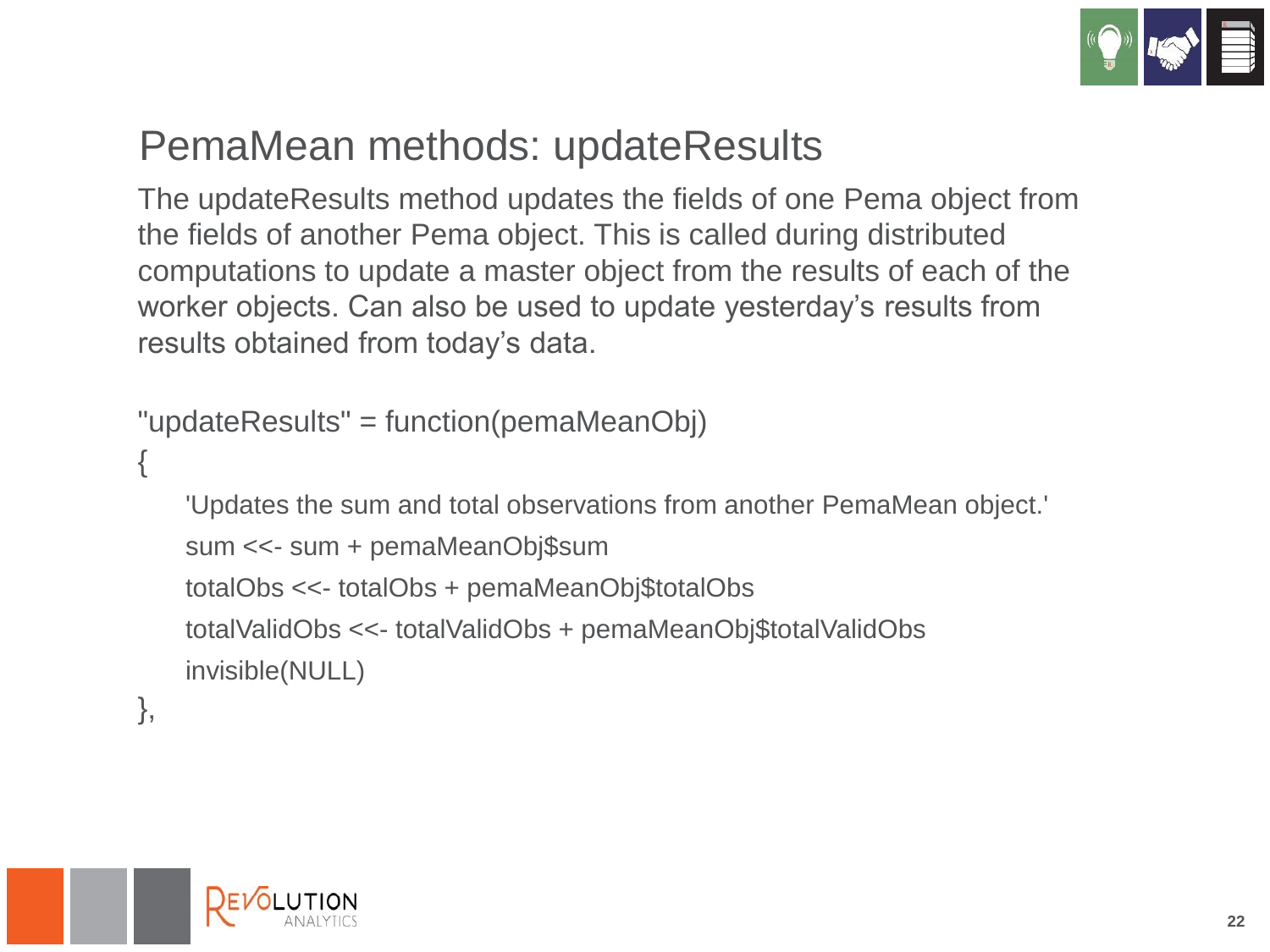# PemaMean methods: updateResults

The updateResults method updates the fields of one Pema object from the fields of another Pema object. This is called during distributed computations to update a master object from the results of each of the worker objects. Can also be used to update yesterday's results from results obtained from today's data.

```
"updateResults" = function(pemaMeanObj)
{
    'Updates the sum and total observations from another PemaMean object.'
    sum <<- sum + pemaMeanObj$sum
    totalObs <<- totalObs + pemaMeanObj$totalObs
    totalValidObs <<- totalValidObs + pemaMeanObj$totalValidObs
    invisible(NULL)
},
```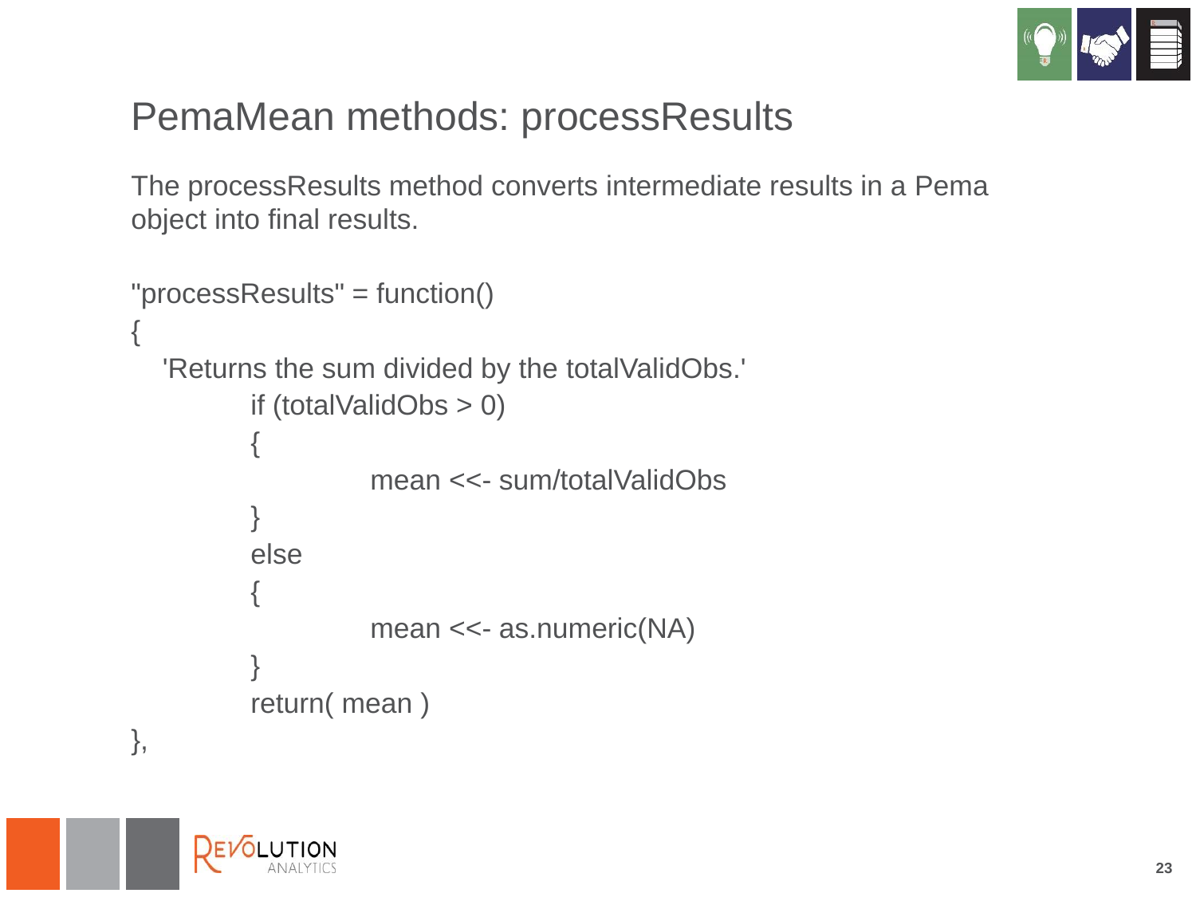# PemaMean methods: processResults

The processResults method converts intermediate results in a Pema object into final results.

```
"processResults" = function()
{
   'Returns the sum divided by the totalValidObs.'
          if (totalValidObs > 0)
          {
                    mean <<- sum/totalValidObs
          }
          else
          {
                    mean <<- as.numeric(NA)
          }
          return( mean )
},
```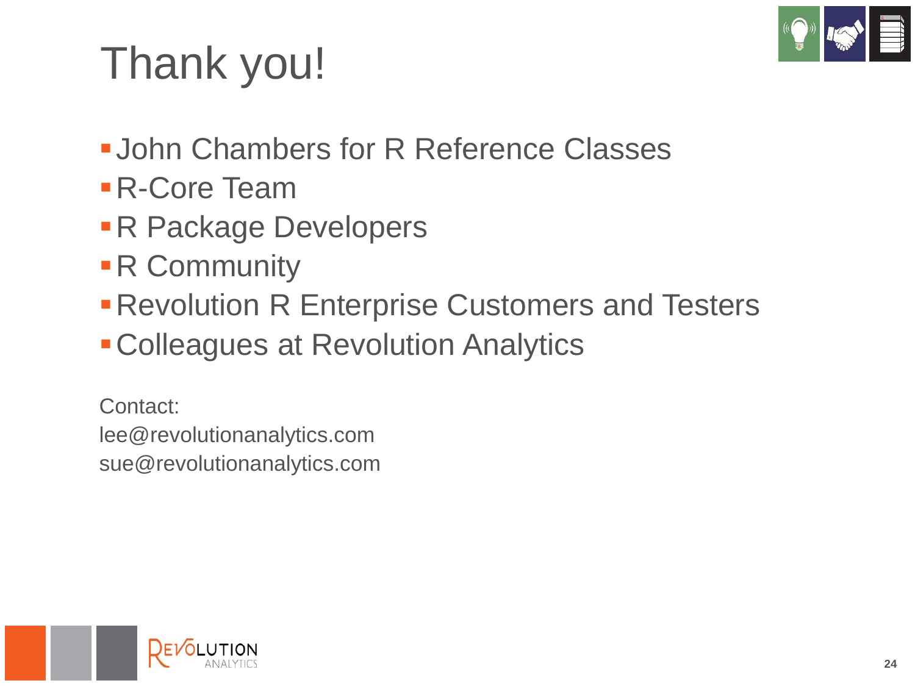# Thank you!

- John Chambers for R Reference Classes
- R-Core Team
- R Package Developers
- R Community
- Revolution R Enterprise Customers and Testers
- Colleagues at Revolution Analytics

Contact:
lee@revolutionanalytics.com
sue@revolutionanalytics.com